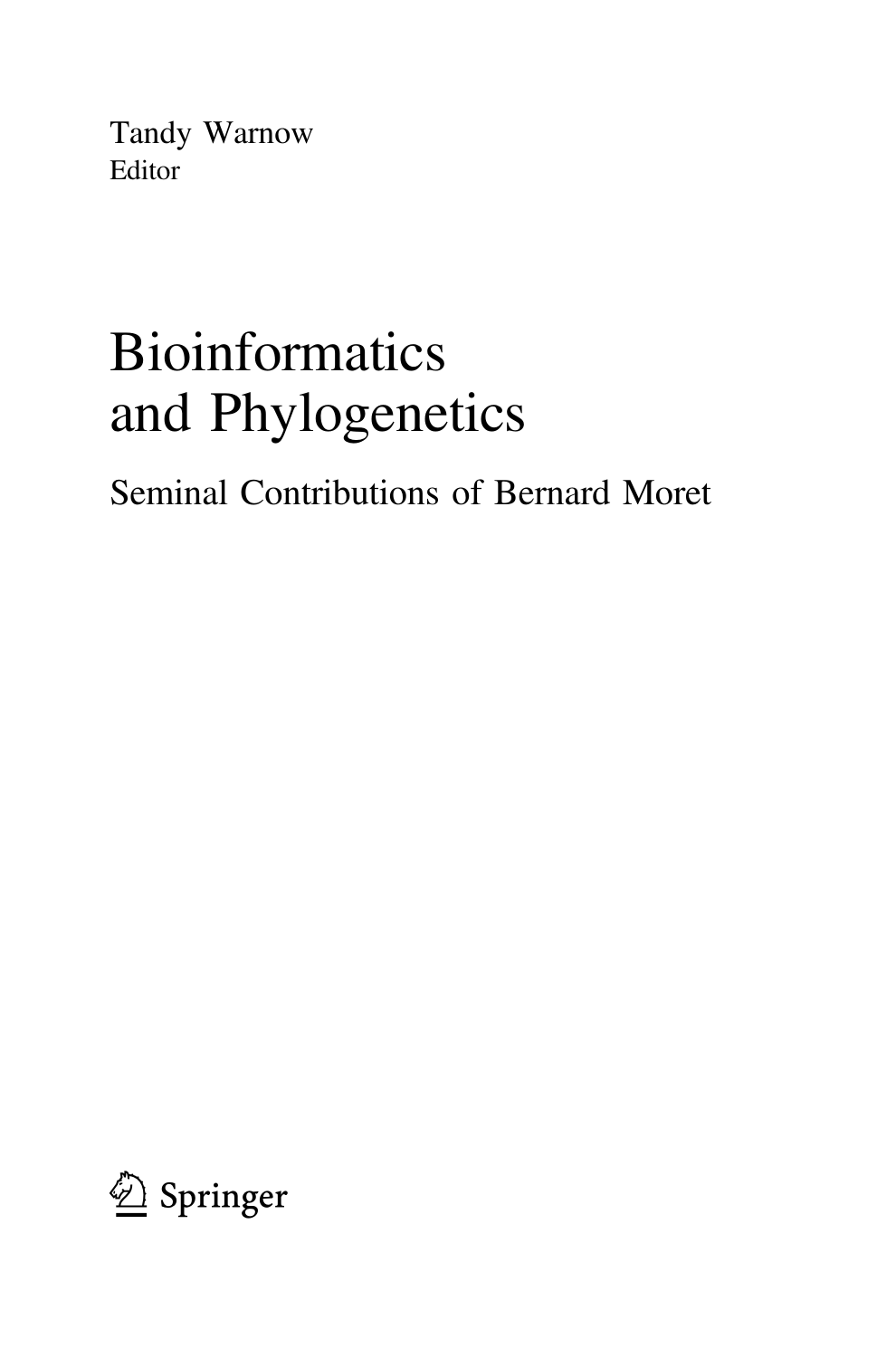Tandy Warnow
Editor

# Bioinformatics and Phylogenetics

## Seminal Contributions of Bernard Moret

Springer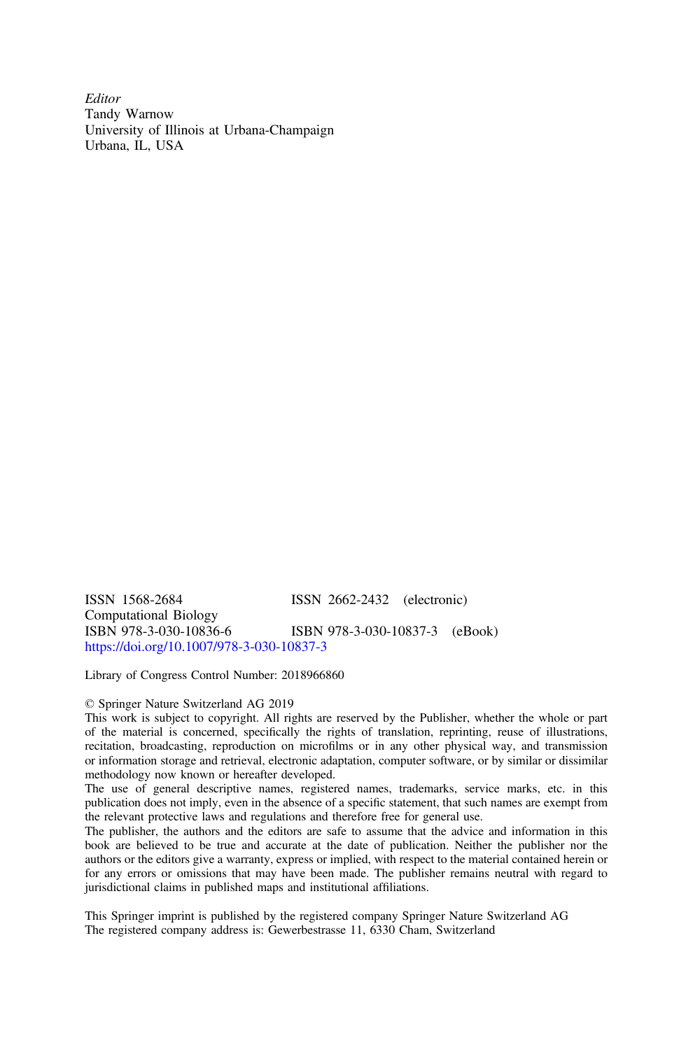*Editor*
Tandy Warnow
University of Illinois at Urbana-Champaign
Urbana, IL, USA

ISSN 1568-2684 ISSN 2662-2432 (electronic)
Computational Biology
ISBN 978-3-030-10836-6 ISBN 978-3-030-10837-3 (eBook)
https://doi.org/10.1007/978-3-030-10837-3

Library of Congress Control Number: 2018966860

© Springer Nature Switzerland AG 2019
This work is subject to copyright. All rights are reserved by the Publisher, whether the whole or part of the material is concerned, specifically the rights of translation, reprinting, reuse of illustrations, recitation, broadcasting, reproduction on microfilms or in any other physical way, and transmission or information storage and retrieval, electronic adaptation, computer software, or by similar or dissimilar methodology now known or hereafter developed.
The use of general descriptive names, registered names, trademarks, service marks, etc. in this publication does not imply, even in the absence of a specific statement, that such names are exempt from the relevant protective laws and regulations and therefore free for general use.
The publisher, the authors and the editors are safe to assume that the advice and information in this book are believed to be true and accurate at the date of publication. Neither the publisher nor the authors or the editors give a warranty, express or implied, with respect to the material contained herein or for any errors or omissions that may have been made. The publisher remains neutral with regard to jurisdictional claims in published maps and institutional affiliations.

This Springer imprint is published by the registered company Springer Nature Switzerland AG
The registered company address is: Gewerbestrasse 11, 6330 Cham, Switzerland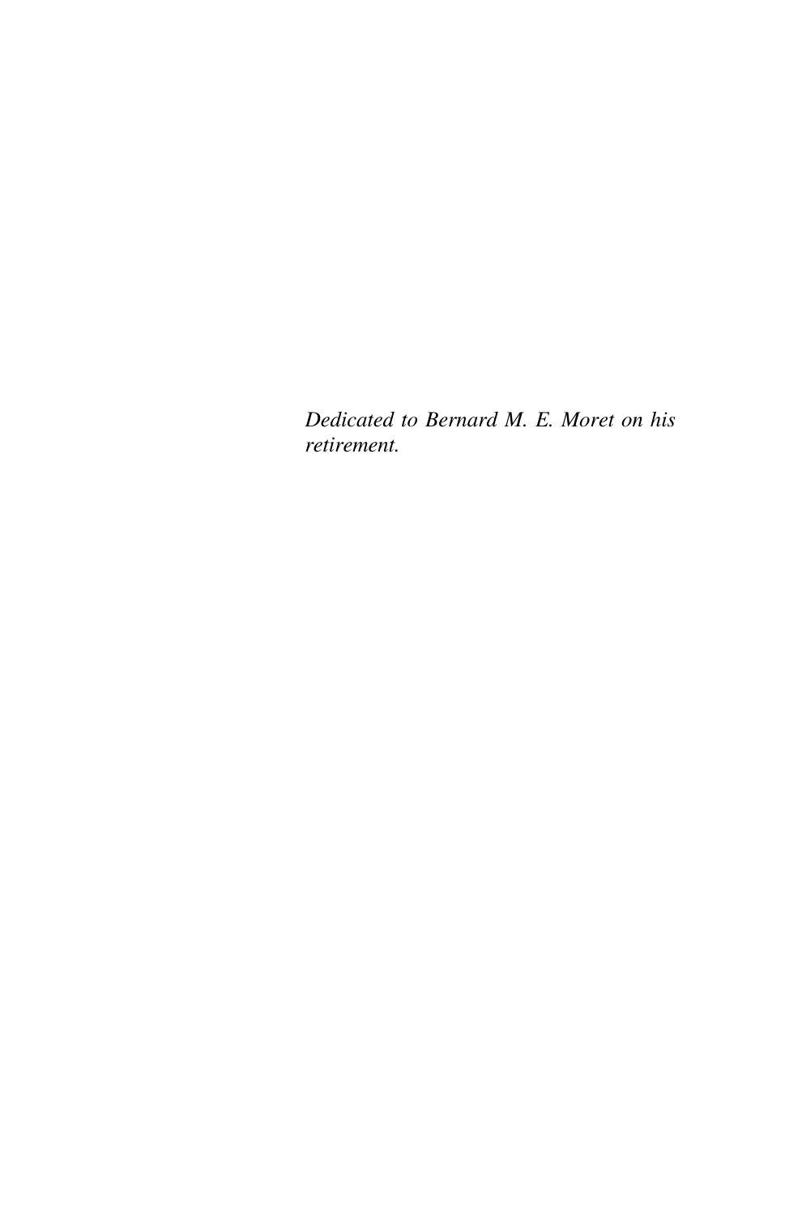*Dedicated to Bernard M. E. Moret on his retirement.*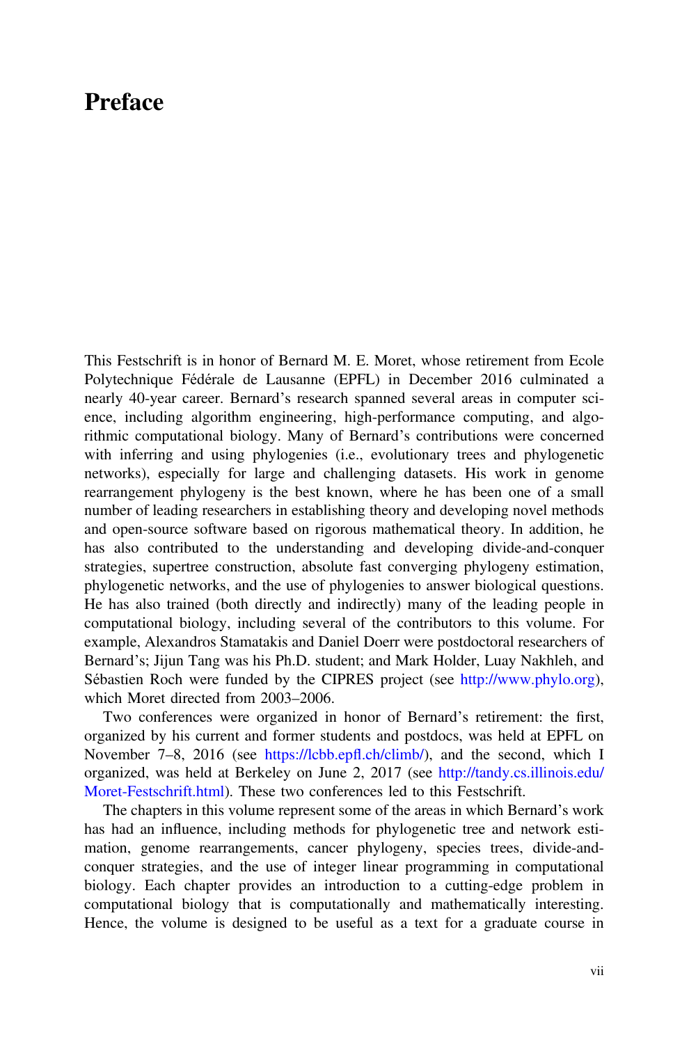# Preface

This Festschrift is in honor of Bernard M. E. Moret, whose retirement from Ecole Polytechnique Fédérale de Lausanne (EPFL) in December 2016 culminated a nearly 40-year career. Bernard's research spanned several areas in computer science, including algorithm engineering, high-performance computing, and algorithmic computational biology. Many of Bernard's contributions were concerned with inferring and using phylogenies (i.e., evolutionary trees and phylogenetic networks), especially for large and challenging datasets. His work in genome rearrangement phylogeny is the best known, where he has been one of a small number of leading researchers in establishing theory and developing novel methods and open-source software based on rigorous mathematical theory. In addition, he has also contributed to the understanding and developing divide-and-conquer strategies, supertree construction, absolute fast converging phylogeny estimation, phylogenetic networks, and the use of phylogenies to answer biological questions. He has also trained (both directly and indirectly) many of the leading people in computational biology, including several of the contributors to this volume. For example, Alexandros Stamatakis and Daniel Doerr were postdoctoral researchers of Bernard's; Jijun Tang was his Ph.D. student; and Mark Holder, Luay Nakhleh, and Sébastien Roch were funded by the CIPRES project (see http://www.phylo.org), which Moret directed from 2003–2006.

Two conferences were organized in honor of Bernard's retirement: the first, organized by his current and former students and postdocs, was held at EPFL on November 7–8, 2016 (see https://lcbb.epfl.ch/climb/), and the second, which I organized, was held at Berkeley on June 2, 2017 (see http://tandy.cs.illinois.edu/Moret-Festschrift.html). These two conferences led to this Festschrift.

The chapters in this volume represent some of the areas in which Bernard's work has had an influence, including methods for phylogenetic tree and network estimation, genome rearrangements, cancer phylogeny, species trees, divide-and-conquer strategies, and the use of integer linear programming in computational biology. Each chapter provides an introduction to a cutting-edge problem in computational biology that is computationally and mathematically interesting. Hence, the volume is designed to be useful as a text for a graduate course in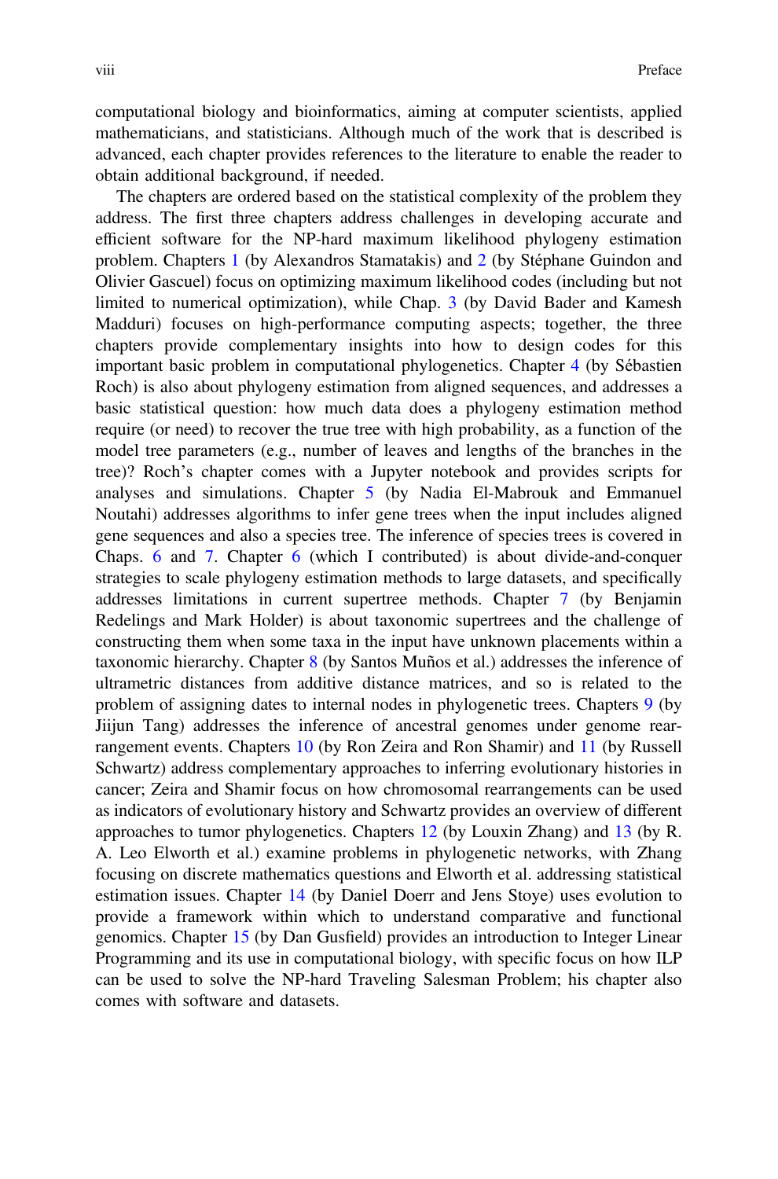computational biology and bioinformatics, aiming at computer scientists, applied mathematicians, and statisticians. Although much of the work that is described is advanced, each chapter provides references to the literature to enable the reader to obtain additional background, if needed.

The chapters are ordered based on the statistical complexity of the problem they address. The first three chapters address challenges in developing accurate and efficient software for the NP-hard maximum likelihood phylogeny estimation problem. Chapters 1 (by Alexandros Stamatakis) and 2 (by Stéphane Guindon and Olivier Gascuel) focus on optimizing maximum likelihood codes (including but not limited to numerical optimization), while Chap. 3 (by David Bader and Kamesh Madduri) focuses on high-performance computing aspects; together, the three chapters provide complementary insights into how to design codes for this important basic problem in computational phylogenetics. Chapter 4 (by Sébastien Roch) is also about phylogeny estimation from aligned sequences, and addresses a basic statistical question: how much data does a phylogeny estimation method require (or need) to recover the true tree with high probability, as a function of the model tree parameters (e.g., number of leaves and lengths of the branches in the tree)? Roch's chapter comes with a Jupyter notebook and provides scripts for analyses and simulations. Chapter 5 (by Nadia El-Mabrouk and Emmanuel Noutahi) addresses algorithms to infer gene trees when the input includes aligned gene sequences and also a species tree. The inference of species trees is covered in Chaps. 6 and 7. Chapter 6 (which I contributed) is about divide-and-conquer strategies to scale phylogeny estimation methods to large datasets, and specifically addresses limitations in current supertree methods. Chapter 7 (by Benjamin Redelings and Mark Holder) is about taxonomic supertrees and the challenge of constructing them when some taxa in the input have unknown placements within a taxonomic hierarchy. Chapter 8 (by Santos Muños et al.) addresses the inference of ultrametric distances from additive distance matrices, and so is related to the problem of assigning dates to internal nodes in phylogenetic trees. Chapters 9 (by Jiijun Tang) addresses the inference of ancestral genomes under genome rearrangement events. Chapters 10 (by Ron Zeira and Ron Shamir) and 11 (by Russell Schwartz) address complementary approaches to inferring evolutionary histories in cancer; Zeira and Shamir focus on how chromosomal rearrangements can be used as indicators of evolutionary history and Schwartz provides an overview of different approaches to tumor phylogenetics. Chapters 12 (by Louxin Zhang) and 13 (by R. A. Leo Elworth et al.) examine problems in phylogenetic networks, with Zhang focusing on discrete mathematics questions and Elworth et al. addressing statistical estimation issues. Chapter 14 (by Daniel Doerr and Jens Stoye) uses evolution to provide a framework within which to understand comparative and functional genomics. Chapter 15 (by Dan Gusfield) provides an introduction to Integer Linear Programming and its use in computational biology, with specific focus on how ILP can be used to solve the NP-hard Traveling Salesman Problem; his chapter also comes with software and datasets.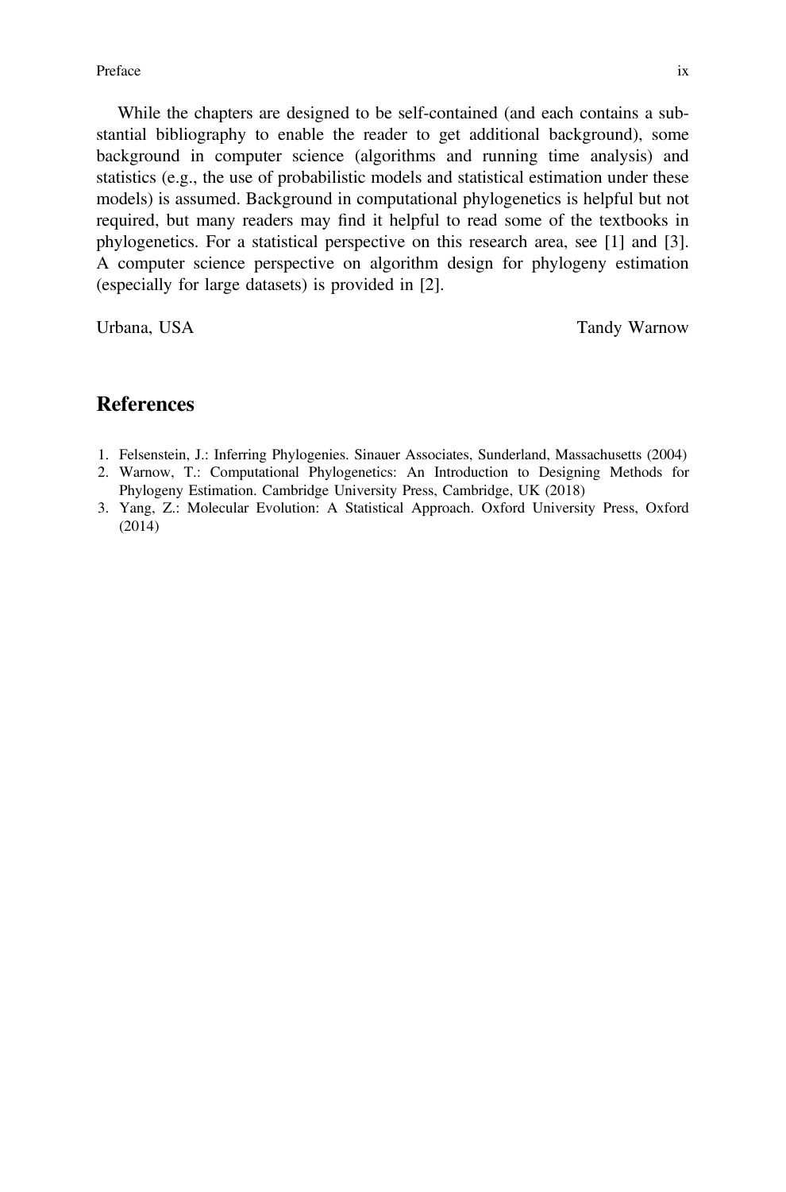While the chapters are designed to be self-contained (and each contains a substantial bibliography to enable the reader to get additional background), some background in computer science (algorithms and running time analysis) and statistics (e.g., the use of probabilistic models and statistical estimation under these models) is assumed. Background in computational phylogenetics is helpful but not required, but many readers may find it helpful to read some of the textbooks in phylogenetics. For a statistical perspective on this research area, see [1] and [3]. A computer science perspective on algorithm design for phylogeny estimation (especially for large datasets) is provided in [2].

Urbana, USA Tandy Warnow

## References

1. Felsenstein, J.: Inferring Phylogenies. Sinauer Associates, Sunderland, Massachusetts (2004)
2. Warnow, T.: Computational Phylogenetics: An Introduction to Designing Methods for Phylogeny Estimation. Cambridge University Press, Cambridge, UK (2018)
3. Yang, Z.: Molecular Evolution: A Statistical Approach. Oxford University Press, Oxford (2014)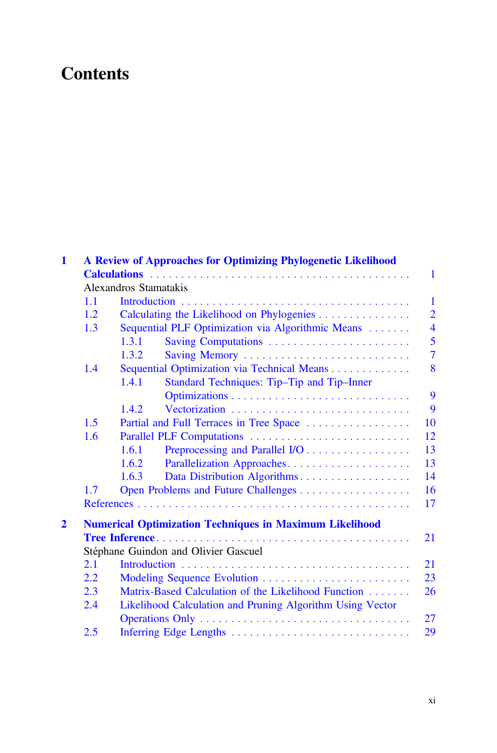# Contents

**1 A Review of Approaches for Optimizing Phylogenetic Likelihood Calculations** . . . . . . . . . . . . . . . . . . . . . . . . . . . . . . . . . . . . . . . . . . 1
Alexandros Stamatakis

- 1.1 Introduction . . . . . . . . . . . . . . . . . . . . . . . . . . . . . . . . . . . . 1
- 1.2 Calculating the Likelihood on Phylogenies . . . . . . . . . . . . . . . 2
- 1.3 Sequential PLF Optimization via Algorithmic Means . . . . . . . 4
  - 1.3.1 Saving Computations . . . . . . . . . . . . . . . . . . . . . . . 5
  - 1.3.2 Saving Memory . . . . . . . . . . . . . . . . . . . . . . . . . . 7
- 1.4 Sequential Optimization via Technical Means . . . . . . . . . . . . . 8
  - 1.4.1 Standard Techniques: Tip–Tip and Tip–Inner Optimizations . . . . . . . . . . . . . . . . . . . . . . . . . . . . 9
  - 1.4.2 Vectorization . . . . . . . . . . . . . . . . . . . . . . . . . . . . 9
- 1.5 Partial and Full Terraces in Tree Space . . . . . . . . . . . . . . . . . 10
- 1.6 Parallel PLF Computations . . . . . . . . . . . . . . . . . . . . . . . . . 12
  - 1.6.1 Preprocessing and Parallel I/O . . . . . . . . . . . . . . . . . 13
  - 1.6.2 Parallelization Approaches . . . . . . . . . . . . . . . . . . . . 13
  - 1.6.3 Data Distribution Algorithms . . . . . . . . . . . . . . . . . . 14
- 1.7 Open Problems and Future Challenges . . . . . . . . . . . . . . . . . . 16
- References . . . . . . . . . . . . . . . . . . . . . . . . . . . . . . . . . . . . . . . 17

**2 Numerical Optimization Techniques in Maximum Likelihood Tree Inference** . . . . . . . . . . . . . . . . . . . . . . . . . . . . . . . . . . . . . . . . . . 21
Stéphane Guindon and Olivier Gascuel

- 2.1 Introduction . . . . . . . . . . . . . . . . . . . . . . . . . . . . . . . . . . . . 21
- 2.2 Modeling Sequence Evolution . . . . . . . . . . . . . . . . . . . . . . . . 23
- 2.3 Matrix-Based Calculation of the Likelihood Function . . . . . . . 26
- 2.4 Likelihood Calculation and Pruning Algorithm Using Vector Operations Only . . . . . . . . . . . . . . . . . . . . . . . . . . . . . . . . . . 27
- 2.5 Inferring Edge Lengths . . . . . . . . . . . . . . . . . . . . . . . . . . . . . 29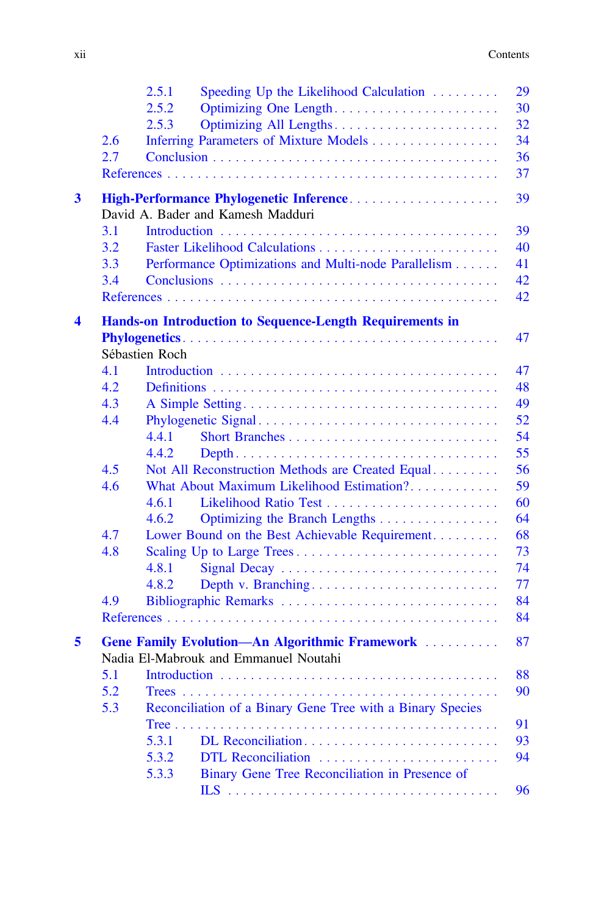2.5.1 Speeding Up the Likelihood Calculation . . . . . . . . . 29
2.5.2 Optimizing One Length . . . . . . . . . . . . . . . . . . . . . . 30
2.5.3 Optimizing All Lengths . . . . . . . . . . . . . . . . . . . . . . 32
2.6 Inferring Parameters of Mixture Models . . . . . . . . . . . . . . . . . 34
2.7 Conclusion . . . . . . . . . . . . . . . . . . . . . . . . . . . . . . . . . . . . 36
References . . . . . . . . . . . . . . . . . . . . . . . . . . . . . . . . . . . . . . . 37

**3 High-Performance Phylogenetic Inference . . . . . . . . . . . . . . . . . . . 39**
David A. Bader and Kamesh Madduri
3.1 Introduction . . . . . . . . . . . . . . . . . . . . . . . . . . . . . . . . . . . 39
3.2 Faster Likelihood Calculations . . . . . . . . . . . . . . . . . . . . . . . 40
3.3 Performance Optimizations and Multi-node Parallelism . . . . . . 41
3.4 Conclusions . . . . . . . . . . . . . . . . . . . . . . . . . . . . . . . . . . . 42
References . . . . . . . . . . . . . . . . . . . . . . . . . . . . . . . . . . . . . . . 42

**4 Hands-on Introduction to Sequence-Length Requirements in Phylogenetics . . . . . . . . . . . . . . . . . . . . . . . . . . . . . . . . . . . . 47**
Sébastien Roch
4.1 Introduction . . . . . . . . . . . . . . . . . . . . . . . . . . . . . . . . . . . 47
4.2 Definitions . . . . . . . . . . . . . . . . . . . . . . . . . . . . . . . . . . . . 48
4.3 A Simple Setting . . . . . . . . . . . . . . . . . . . . . . . . . . . . . . . . 49
4.4 Phylogenetic Signal . . . . . . . . . . . . . . . . . . . . . . . . . . . . . . . 52
4.4.1 Short Branches . . . . . . . . . . . . . . . . . . . . . . . . . . . . 54
4.4.2 Depth . . . . . . . . . . . . . . . . . . . . . . . . . . . . . . . . . . 55
4.5 Not All Reconstruction Methods are Created Equal . . . . . . . . . 56
4.6 What About Maximum Likelihood Estimation? . . . . . . . . . . . . 59
4.6.1 Likelihood Ratio Test . . . . . . . . . . . . . . . . . . . . . . . . 60
4.6.2 Optimizing the Branch Lengths . . . . . . . . . . . . . . . . . 64
4.7 Lower Bound on the Best Achievable Requirement . . . . . . . . . 68
4.8 Scaling Up to Large Trees . . . . . . . . . . . . . . . . . . . . . . . . . . 73
4.8.1 Signal Decay . . . . . . . . . . . . . . . . . . . . . . . . . . . . . 74
4.8.2 Depth v. Branching . . . . . . . . . . . . . . . . . . . . . . . . . 77
4.9 Bibliographic Remarks . . . . . . . . . . . . . . . . . . . . . . . . . . . . 84
References . . . . . . . . . . . . . . . . . . . . . . . . . . . . . . . . . . . . . . . 84

**5 Gene Family Evolution—An Algorithmic Framework . . . . . . . . . . 87**
Nadia El-Mabrouk and Emmanuel Noutahi
5.1 Introduction . . . . . . . . . . . . . . . . . . . . . . . . . . . . . . . . . . . 88
5.2 Trees . . . . . . . . . . . . . . . . . . . . . . . . . . . . . . . . . . . . . . . . 90
5.3 Reconciliation of a Binary Gene Tree with a Binary Species Tree . . . . . . . . . . . . . . . . . . . . . . . . . . . . . . . . . . . . . . . . 91
5.3.1 DL Reconciliation . . . . . . . . . . . . . . . . . . . . . . . . . . 93
5.3.2 DTL Reconciliation . . . . . . . . . . . . . . . . . . . . . . . . . 94
5.3.3 Binary Gene Tree Reconciliation in Presence of ILS . . . . . . . . . . . . . . . . . . . . . . . . . . . . . . . . . . . . 96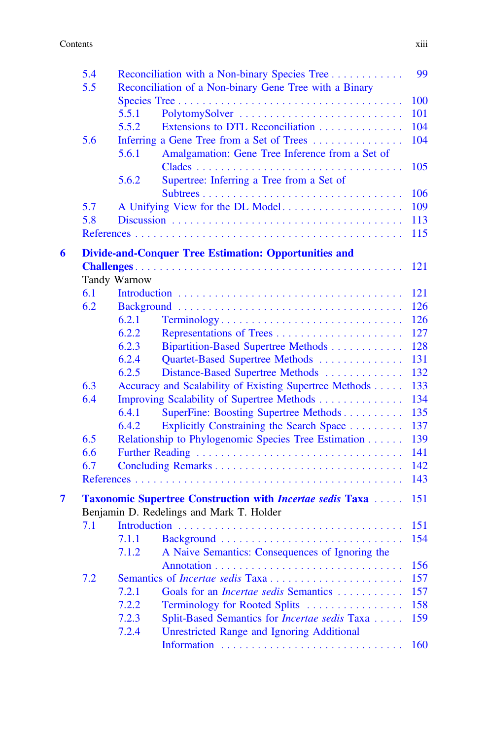5.4 Reconciliation with a Non-binary Species Tree . . . . . . . . . . . . 99
5.5 Reconciliation of a Non-binary Gene Tree with a Binary Species Tree . . . . . . . . . . . . . . . . . . . . . . . . . . . . . . . . . . . 100
5.5.1 PolytomySolver . . . . . . . . . . . . . . . . . . . . . . . . . . . 101
5.5.2 Extensions to DTL Reconciliation . . . . . . . . . . . . . . 104
5.6 Inferring a Gene Tree from a Set of Trees . . . . . . . . . . . . . . . 104
5.6.1 Amalgamation: Gene Tree Inference from a Set of Clades . . . . . . . . . . . . . . . . . . . . . . . . . . . . . . . . . . 105
5.6.2 Supertree: Inferring a Tree from a Set of Subtrees . . . . . . . . . . . . . . . . . . . . . . . . . . . . . . . . 106
5.7 A Unifying View for the DL Model . . . . . . . . . . . . . . . . . . . . 109
5.8 Discussion . . . . . . . . . . . . . . . . . . . . . . . . . . . . . . . . . . . . . 113
References . . . . . . . . . . . . . . . . . . . . . . . . . . . . . . . . . . . . . . . . . 115

**6 Divide-and-Conquer Tree Estimation: Opportunities and Challenges . . . . . . . . . . . . . . . . . . . . . . . . . . . . . . . . . . . . . . . . . 121**
Tandy Warnow
6.1 Introduction . . . . . . . . . . . . . . . . . . . . . . . . . . . . . . . . . . . . 121
6.2 Background . . . . . . . . . . . . . . . . . . . . . . . . . . . . . . . . . . . . 126
6.2.1 Terminology . . . . . . . . . . . . . . . . . . . . . . . . . . . . . . 126
6.2.2 Representations of Trees . . . . . . . . . . . . . . . . . . . . . 127
6.2.3 Bipartition-Based Supertree Methods . . . . . . . . . . . . 128
6.2.4 Quartet-Based Supertree Methods . . . . . . . . . . . . . . 131
6.2.5 Distance-Based Supertree Methods . . . . . . . . . . . . . 132
6.3 Accuracy and Scalability of Existing Supertree Methods . . . . . 133
6.4 Improving Scalability of Supertree Methods . . . . . . . . . . . . . . 134
6.4.1 SuperFine: Boosting Supertree Methods . . . . . . . . . . 135
6.4.2 Explicitly Constraining the Search Space . . . . . . . . . 137
6.5 Relationship to Phylogenomic Species Tree Estimation . . . . . . 139
6.6 Further Reading . . . . . . . . . . . . . . . . . . . . . . . . . . . . . . . . . 141
6.7 Concluding Remarks . . . . . . . . . . . . . . . . . . . . . . . . . . . . . . 142
References . . . . . . . . . . . . . . . . . . . . . . . . . . . . . . . . . . . . . . . . . 143

**7 Taxonomic Supertree Construction with *Incertae sedis* Taxa . . . . . 151**
Benjamin D. Redelings and Mark T. Holder
7.1 Introduction . . . . . . . . . . . . . . . . . . . . . . . . . . . . . . . . . . . . 151
7.1.1 Background . . . . . . . . . . . . . . . . . . . . . . . . . . . . . . 154
7.1.2 A Naive Semantics: Consequences of Ignoring the Annotation . . . . . . . . . . . . . . . . . . . . . . . . . . . . . . . 156
7.2 Semantics of *Incertae sedis* Taxa . . . . . . . . . . . . . . . . . . . . . . 157
7.2.1 Goals for an *Incertae sedis* Semantics . . . . . . . . . . . 157
7.2.2 Terminology for Rooted Splits . . . . . . . . . . . . . . . . 158
7.2.3 Split-Based Semantics for *Incertae sedis* Taxa . . . . . 159
7.2.4 Unrestricted Range and Ignoring Additional Information . . . . . . . . . . . . . . . . . . . . . . . . . . . . . . . 160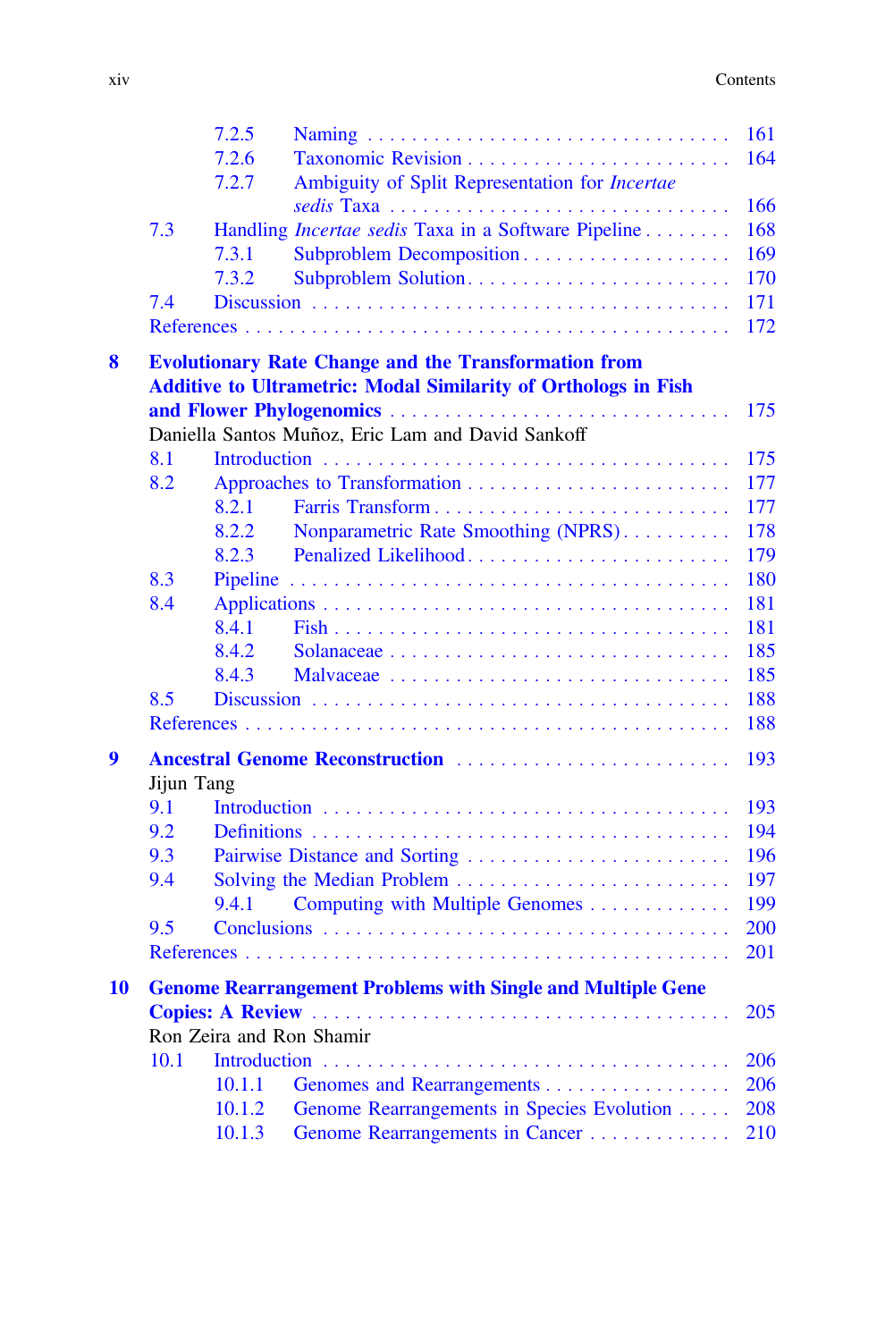7.2.5 Naming . . . . . . . . . . . . . . . . . . . . . . . . . . . . . . . . 161
7.2.6 Taxonomic Revision . . . . . . . . . . . . . . . . . . . . . . . . 164
7.2.7 Ambiguity of Split Representation for *Incertae sedis* Taxa . . . . . . . . . . . . . . . . . . . . . . . . . . . . . . . 166

7.3 Handling *Incertae sedis* Taxa in a Software Pipeline . . . . . . . . 168
7.3.1 Subproblem Decomposition . . . . . . . . . . . . . . . . . . . 169
7.3.2 Subproblem Solution . . . . . . . . . . . . . . . . . . . . . . . . 170

7.4 Discussion . . . . . . . . . . . . . . . . . . . . . . . . . . . . . . . . . . . . 171

References . . . . . . . . . . . . . . . . . . . . . . . . . . . . . . . . . . . . . . . . 172

**8 Evolutionary Rate Change and the Transformation from Additive to Ultrametric: Modal Similarity of Orthologs in Fish and Flower Phylogenomics . . . . . . . . . . . . . . . . . . . . . . . . . . . . 175**
Daniella Santos Muñoz, Eric Lam and David Sankoff

8.1 Introduction . . . . . . . . . . . . . . . . . . . . . . . . . . . . . . . . . . . . 175
8.2 Approaches to Transformation . . . . . . . . . . . . . . . . . . . . . . . 177
8.2.1 Farris Transform . . . . . . . . . . . . . . . . . . . . . . . . . . . 177
8.2.2 Nonparametric Rate Smoothing (NPRS) . . . . . . . . . . 178
8.2.3 Penalized Likelihood . . . . . . . . . . . . . . . . . . . . . . . . 179

8.3 Pipeline . . . . . . . . . . . . . . . . . . . . . . . . . . . . . . . . . . . . . . . 180
8.4 Applications . . . . . . . . . . . . . . . . . . . . . . . . . . . . . . . . . . . 181
8.4.1 Fish . . . . . . . . . . . . . . . . . . . . . . . . . . . . . . . . . . . . 181
8.4.2 Solanaceae . . . . . . . . . . . . . . . . . . . . . . . . . . . . . . . 185
8.4.3 Malvaceae . . . . . . . . . . . . . . . . . . . . . . . . . . . . . . . 185

8.5 Discussion . . . . . . . . . . . . . . . . . . . . . . . . . . . . . . . . . . . . 188

References . . . . . . . . . . . . . . . . . . . . . . . . . . . . . . . . . . . . . . . . 188

**9 Ancestral Genome Reconstruction . . . . . . . . . . . . . . . . . . . . . . . . 193**
Jijun Tang

9.1 Introduction . . . . . . . . . . . . . . . . . . . . . . . . . . . . . . . . . . . . 193
9.2 Definitions . . . . . . . . . . . . . . . . . . . . . . . . . . . . . . . . . . . . . 194
9.3 Pairwise Distance and Sorting . . . . . . . . . . . . . . . . . . . . . . . 196
9.4 Solving the Median Problem . . . . . . . . . . . . . . . . . . . . . . . . 197
9.4.1 Computing with Multiple Genomes . . . . . . . . . . . . . 199

9.5 Conclusions . . . . . . . . . . . . . . . . . . . . . . . . . . . . . . . . . . . . 200

References . . . . . . . . . . . . . . . . . . . . . . . . . . . . . . . . . . . . . . . . 201

**10 Genome Rearrangement Problems with Single and Multiple Gene Copies: A Review . . . . . . . . . . . . . . . . . . . . . . . . . . . . . . . . . . . . 205**
Ron Zeira and Ron Shamir

10.1 Introduction . . . . . . . . . . . . . . . . . . . . . . . . . . . . . . . . . . . . 206
10.1.1 Genomes and Rearrangements . . . . . . . . . . . . . . . . . 206
10.1.2 Genome Rearrangements in Species Evolution . . . . . 208
10.1.3 Genome Rearrangements in Cancer . . . . . . . . . . . . . 210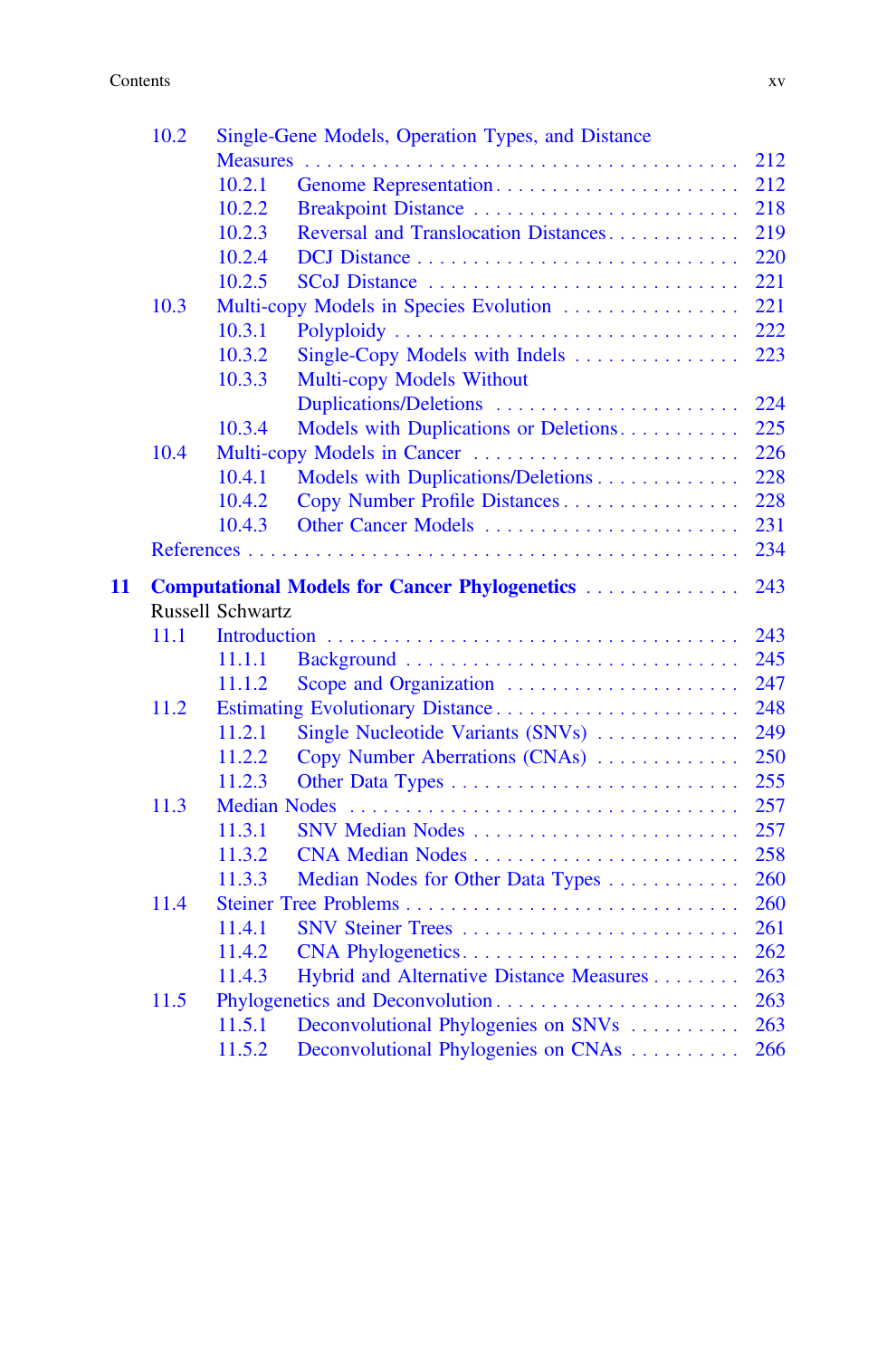10.2 Single-Gene Models, Operation Types, and Distance Measures . . . . . 212
- 10.2.1 Genome Representation . . . . . 212
- 10.2.2 Breakpoint Distance . . . . . 218
- 10.2.3 Reversal and Translocation Distances . . . . . 219
- 10.2.4 DCJ Distance . . . . . 220
- 10.2.5 SCoJ Distance . . . . . 221

10.3 Multi-copy Models in Species Evolution . . . . . 221
- 10.3.1 Polyploidy . . . . . 222
- 10.3.2 Single-Copy Models with Indels . . . . . 223
- 10.3.3 Multi-copy Models Without Duplications/Deletions . . . . . 224
- 10.3.4 Models with Duplications or Deletions . . . . . 225

10.4 Multi-copy Models in Cancer . . . . . 226
- 10.4.1 Models with Duplications/Deletions . . . . . 228
- 10.4.2 Copy Number Profile Distances . . . . . 228
- 10.4.3 Other Cancer Models . . . . . 231

References . . . . . 234

**11 Computational Models for Cancer Phylogenetics . . . . . 243**
Russell Schwartz

11.1 Introduction . . . . . 243
- 11.1.1 Background . . . . . 245
- 11.1.2 Scope and Organization . . . . . 247

11.2 Estimating Evolutionary Distance . . . . . 248
- 11.2.1 Single Nucleotide Variants (SNVs) . . . . . 249
- 11.2.2 Copy Number Aberrations (CNAs) . . . . . 250
- 11.2.3 Other Data Types . . . . . 255

11.3 Median Nodes . . . . . 257
- 11.3.1 SNV Median Nodes . . . . . 257
- 11.3.2 CNA Median Nodes . . . . . 258
- 11.3.3 Median Nodes for Other Data Types . . . . . 260

11.4 Steiner Tree Problems . . . . . 260
- 11.4.1 SNV Steiner Trees . . . . . 261
- 11.4.2 CNA Phylogenetics . . . . . 262
- 11.4.3 Hybrid and Alternative Distance Measures . . . . . 263

11.5 Phylogenetics and Deconvolution . . . . . 263
- 11.5.1 Deconvolutional Phylogenies on SNVs . . . . . 263
- 11.5.2 Deconvolutional Phylogenies on CNAs . . . . . 266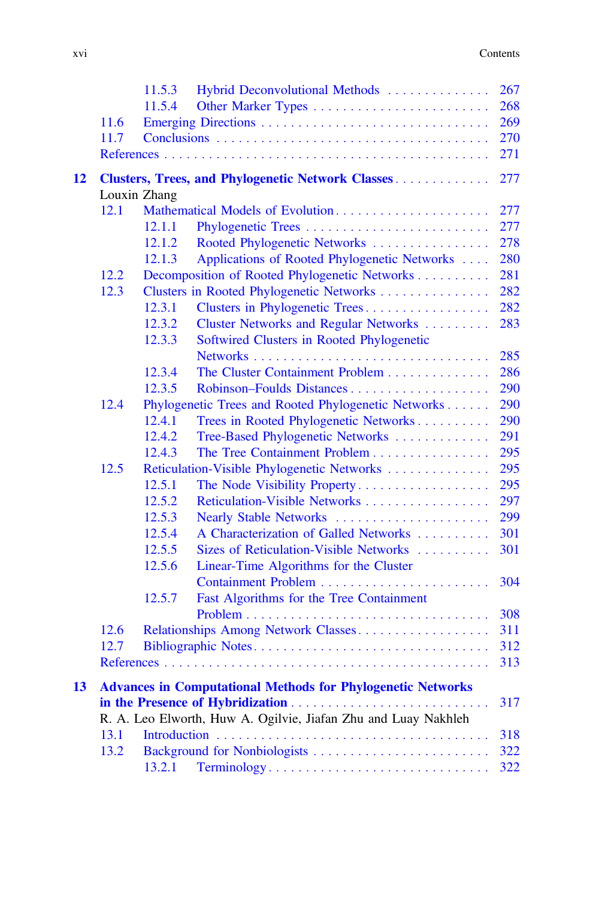11.5.3 Hybrid Deconvolutional Methods . . . . . . . . . . . . . . 267
11.5.4 Other Marker Types . . . . . . . . . . . . . . . . . . . . . . . 268
11.6 Emerging Directions . . . . . . . . . . . . . . . . . . . . . . . . . . . . . . 269
11.7 Conclusions . . . . . . . . . . . . . . . . . . . . . . . . . . . . . . . . . . . 270
References . . . . . . . . . . . . . . . . . . . . . . . . . . . . . . . . . . . . . . . . . . 271

**12 Clusters, Trees, and Phylogenetic Network Classes . . . . . . . . . . . . . 277**
Louxin Zhang
12.1 Mathematical Models of Evolution . . . . . . . . . . . . . . . . . . . . . 277
12.1.1 Phylogenetic Trees . . . . . . . . . . . . . . . . . . . . . . . . . 277
12.1.2 Rooted Phylogenetic Networks . . . . . . . . . . . . . . . . 278
12.1.3 Applications of Rooted Phylogenetic Networks . . . . 280
12.2 Decomposition of Rooted Phylogenetic Networks . . . . . . . . . . 281
12.3 Clusters in Rooted Phylogenetic Networks . . . . . . . . . . . . . . . 282
12.3.1 Clusters in Phylogenetic Trees . . . . . . . . . . . . . . . . . 282
12.3.2 Cluster Networks and Regular Networks . . . . . . . . . 283
12.3.3 Softwired Clusters in Rooted Phylogenetic Networks . . . . . . . . . . . . . . . . . . . . . . . . . . . . . . . 285
12.3.4 The Cluster Containment Problem . . . . . . . . . . . . . . 286
12.3.5 Robinson–Foulds Distances . . . . . . . . . . . . . . . . . . . 290
12.4 Phylogenetic Trees and Rooted Phylogenetic Networks . . . . . . 290
12.4.1 Trees in Rooted Phylogenetic Networks . . . . . . . . . . 290
12.4.2 Tree-Based Phylogenetic Networks . . . . . . . . . . . . . 291
12.4.3 The Tree Containment Problem . . . . . . . . . . . . . . . . 295
12.5 Reticulation-Visible Phylogenetic Networks . . . . . . . . . . . . . . 295
12.5.1 The Node Visibility Property . . . . . . . . . . . . . . . . . . 295
12.5.2 Reticulation-Visible Networks . . . . . . . . . . . . . . . . . 297
12.5.3 Nearly Stable Networks . . . . . . . . . . . . . . . . . . . . . 299
12.5.4 A Characterization of Galled Networks . . . . . . . . . . 301
12.5.5 Sizes of Reticulation-Visible Networks . . . . . . . . . . 301
12.5.6 Linear-Time Algorithms for the Cluster Containment Problem . . . . . . . . . . . . . . . . . . . . . . . . 304
12.5.7 Fast Algorithms for the Tree Containment Problem . . . . . . . . . . . . . . . . . . . . . . . . . . . . . . . . . 308
12.6 Relationships Among Network Classes . . . . . . . . . . . . . . . . . . 311
12.7 Bibliographic Notes . . . . . . . . . . . . . . . . . . . . . . . . . . . . . . . 312
References . . . . . . . . . . . . . . . . . . . . . . . . . . . . . . . . . . . . . . . . . . 313

**13 Advances in Computational Methods for Phylogenetic Networks in the Presence of Hybridization . . . . . . . . . . . . . . . . . . . . . . . . . . . 317**
R. A. Leo Elworth, Huw A. Ogilvie, Jiafan Zhu and Luay Nakhleh
13.1 Introduction . . . . . . . . . . . . . . . . . . . . . . . . . . . . . . . . . . . . 318
13.2 Background for Nonbiologists . . . . . . . . . . . . . . . . . . . . . . . . 322
13.2.1 Terminology . . . . . . . . . . . . . . . . . . . . . . . . . . . . . . 322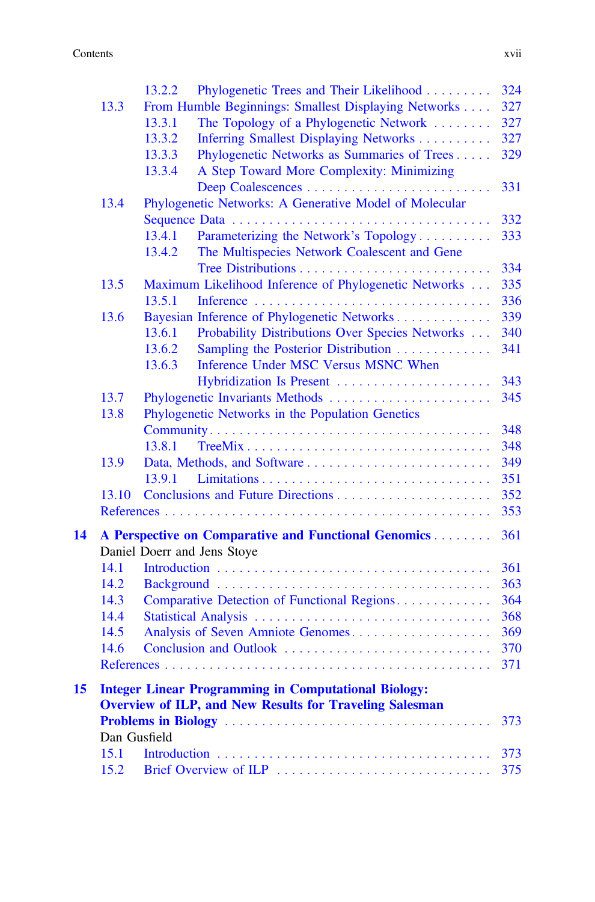13.2.2 Phylogenetic Trees and Their Likelihood . . . . . . . . . 324

13.3 From Humble Beginnings: Smallest Displaying Networks . . . . 327

13.3.1 The Topology of a Phylogenetic Network . . . . . . . . 327

13.3.2 Inferring Smallest Displaying Networks . . . . . . . . . . 327

13.3.3 Phylogenetic Networks as Summaries of Trees . . . . . 329

13.3.4 A Step Toward More Complexity: Minimizing Deep Coalescences . . . . . . . . . . . . . . . . . . . . . . . . 331

13.4 Phylogenetic Networks: A Generative Model of Molecular Sequence Data . . . . . . . . . . . . . . . . . . . . . . . . . . . . . . . . 332

13.4.1 Parameterizing the Network's Topology . . . . . . . . . . 333

13.4.2 The Multispecies Network Coalescent and Gene Tree Distributions . . . . . . . . . . . . . . . . . . . . . . . . . 334

13.5 Maximum Likelihood Inference of Phylogenetic Networks . . . 335

13.5.1 Inference . . . . . . . . . . . . . . . . . . . . . . . . . . . . . . 336

13.6 Bayesian Inference of Phylogenetic Networks . . . . . . . . . . . . . 339

13.6.1 Probability Distributions Over Species Networks . . . 340

13.6.2 Sampling the Posterior Distribution . . . . . . . . . . . . . 341

13.6.3 Inference Under MSC Versus MSNC When Hybridization Is Present . . . . . . . . . . . . . . . . . . . . . . 343

13.7 Phylogenetic Invariants Methods . . . . . . . . . . . . . . . . . . . . . . 345

13.8 Phylogenetic Networks in the Population Genetics Community . . . . . . . . . . . . . . . . . . . . . . . . . . . . . . . . . . . . 348

13.8.1 TreeMix . . . . . . . . . . . . . . . . . . . . . . . . . . . . . . . 348

13.9 Data, Methods, and Software . . . . . . . . . . . . . . . . . . . . . . . . . 349

13.9.1 Limitations . . . . . . . . . . . . . . . . . . . . . . . . . . . . . . 351

13.10 Conclusions and Future Directions . . . . . . . . . . . . . . . . . . . . . 352

References . . . . . . . . . . . . . . . . . . . . . . . . . . . . . . . . . . . . . . . . . . 353

**14 A Perspective on Comparative and Functional Genomics . . . . . . . . 361**

Daniel Doerr and Jens Stoye

14.1 Introduction . . . . . . . . . . . . . . . . . . . . . . . . . . . . . . . . . . . . 361

14.2 Background . . . . . . . . . . . . . . . . . . . . . . . . . . . . . . . . . . . . 363

14.3 Comparative Detection of Functional Regions . . . . . . . . . . . . . 364

14.4 Statistical Analysis . . . . . . . . . . . . . . . . . . . . . . . . . . . . . . . . 368

14.5 Analysis of Seven Amniote Genomes . . . . . . . . . . . . . . . . . . . 369

14.6 Conclusion and Outlook . . . . . . . . . . . . . . . . . . . . . . . . . . . . 370

References . . . . . . . . . . . . . . . . . . . . . . . . . . . . . . . . . . . . . . . . . . 371

**15 Integer Linear Programming in Computational Biology: Overview of ILP, and New Results for Traveling Salesman Problems in Biology . . . . . . . . . . . . . . . . . . . . . . . . . . . . . . . . . . 373**

Dan Gusfield

15.1 Introduction . . . . . . . . . . . . . . . . . . . . . . . . . . . . . . . . . . . . 373

15.2 Brief Overview of ILP . . . . . . . . . . . . . . . . . . . . . . . . . . . . . 375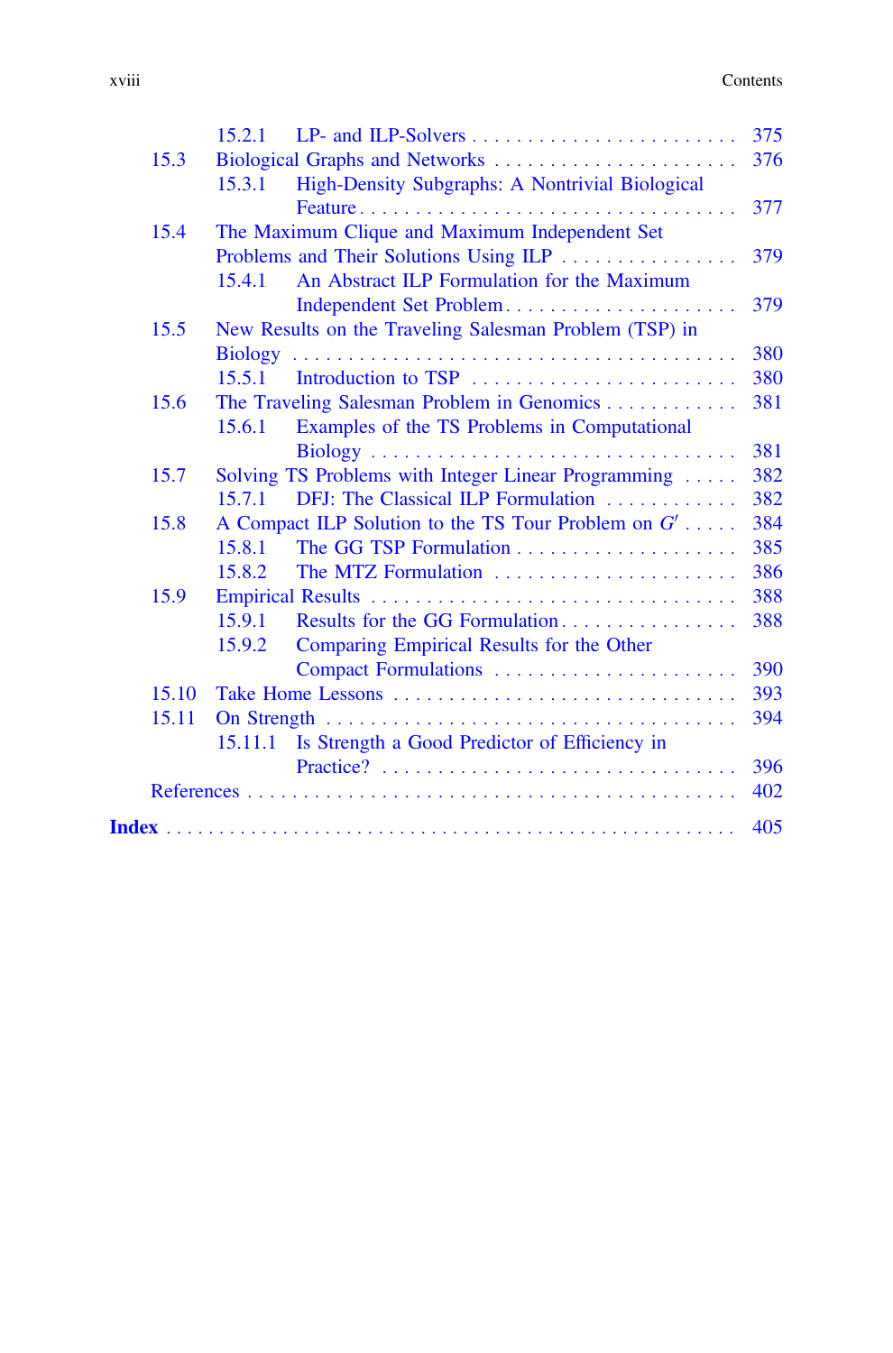- 15.2.1 LP- and ILP-Solvers . . . . . . . . . . . . . . . . . . . . . . . . 375
- 15.3 Biological Graphs and Networks . . . . . . . . . . . . . . . . . . . . . 376
  - 15.3.1 High-Density Subgraphs: A Nontrivial Biological Feature . . . . . . . . . . . . . . . . . . . . . . . . . . . . . . . . 377
- 15.4 The Maximum Clique and Maximum Independent Set Problems and Their Solutions Using ILP . . . . . . . . . . . . . . . . 379
  - 15.4.1 An Abstract ILP Formulation for the Maximum Independent Set Problem . . . . . . . . . . . . . . . . . . . . . 379
- 15.5 New Results on the Traveling Salesman Problem (TSP) in Biology . . . . . . . . . . . . . . . . . . . . . . . . . . . . . . . . . . . . . . 380
  - 15.5.1 Introduction to TSP . . . . . . . . . . . . . . . . . . . . . . . . 380
- 15.6 The Traveling Salesman Problem in Genomics . . . . . . . . . . . . 381
  - 15.6.1 Examples of the TS Problems in Computational Biology . . . . . . . . . . . . . . . . . . . . . . . . . . . . . . . . 381
- 15.7 Solving TS Problems with Integer Linear Programming . . . . . 382
  - 15.7.1 DFJ: The Classical ILP Formulation . . . . . . . . . . . . 382
- 15.8 A Compact ILP Solution to the TS Tour Problem on $G'$ . . . . . 384
  - 15.8.1 The GG TSP Formulation . . . . . . . . . . . . . . . . . . . . 385
  - 15.8.2 The MTZ Formulation . . . . . . . . . . . . . . . . . . . . . . 386
- 15.9 Empirical Results . . . . . . . . . . . . . . . . . . . . . . . . . . . . . . . . 388
  - 15.9.1 Results for the GG Formulation . . . . . . . . . . . . . . . . 388
  - 15.9.2 Comparing Empirical Results for the Other Compact Formulations . . . . . . . . . . . . . . . . . . . . . . 390
- 15.10 Take Home Lessons . . . . . . . . . . . . . . . . . . . . . . . . . . . . . . 393
- 15.11 On Strength . . . . . . . . . . . . . . . . . . . . . . . . . . . . . . . . . . . 394
  - 15.11.1 Is Strength a Good Predictor of Efficiency in Practice? . . . . . . . . . . . . . . . . . . . . . . . . . . . . . . . . . 396
- References . . . . . . . . . . . . . . . . . . . . . . . . . . . . . . . . . . . . . . . . 402

**Index** . . . . . . . . . . . . . . . . . . . . . . . . . . . . . . . . . . . . . . . . . . . . 405